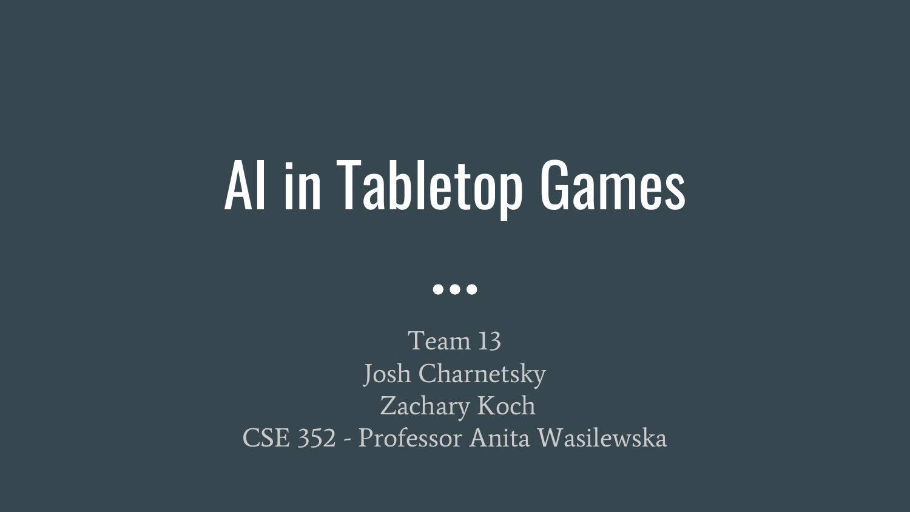# AI in Tabletop Games

Team 13

Josh Charnetsky

Zachary Koch

CSE 352 - Professor Anita Wasilewska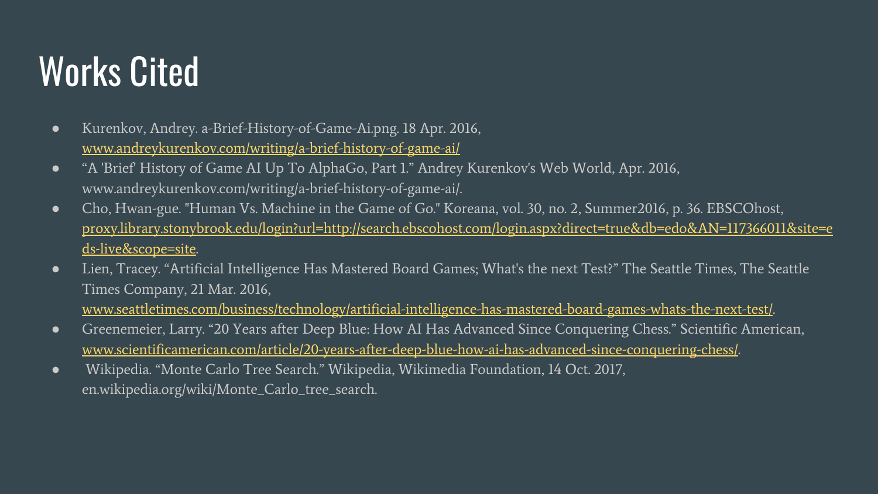# Works Cited

- Kurenkov, Andrey. a-Brief-History-of-Game-Ai.png. 18 Apr. 2016, www.andreykurenkov.com/writing/a-brief-history-of-game-ai/
- “A 'Brief' History of Game AI Up To AlphaGo, Part 1.” Andrey Kurenkov's Web World, Apr. 2016, www.andreykurenkov.com/writing/a-brief-history-of-game-ai/.
- Cho, Hwan-gue. "Human Vs. Machine in the Game of Go." Koreana, vol. 30, no. 2, Summer2016, p. 36. EBSCOhost, proxy.library.stonybrook.edu/login?url=http://search.ebscohost.com/login.aspx?direct=true&db=edo&AN=117366011&site=eds-live&scope=site.
- Lien, Tracey. “Artificial Intelligence Has Mastered Board Games; What's the next Test?” The Seattle Times, The Seattle Times Company, 21 Mar. 2016, www.seattletimes.com/business/technology/artificial-intelligence-has-mastered-board-games-whats-the-next-test/.
- Greenemeier, Larry. “20 Years after Deep Blue: How AI Has Advanced Since Conquering Chess.” Scientific American, www.scientificamerican.com/article/20-years-after-deep-blue-how-ai-has-advanced-since-conquering-chess/.
- Wikipedia. “Monte Carlo Tree Search.” Wikipedia, Wikimedia Foundation, 14 Oct. 2017, en.wikipedia.org/wiki/Monte_Carlo_tree_search.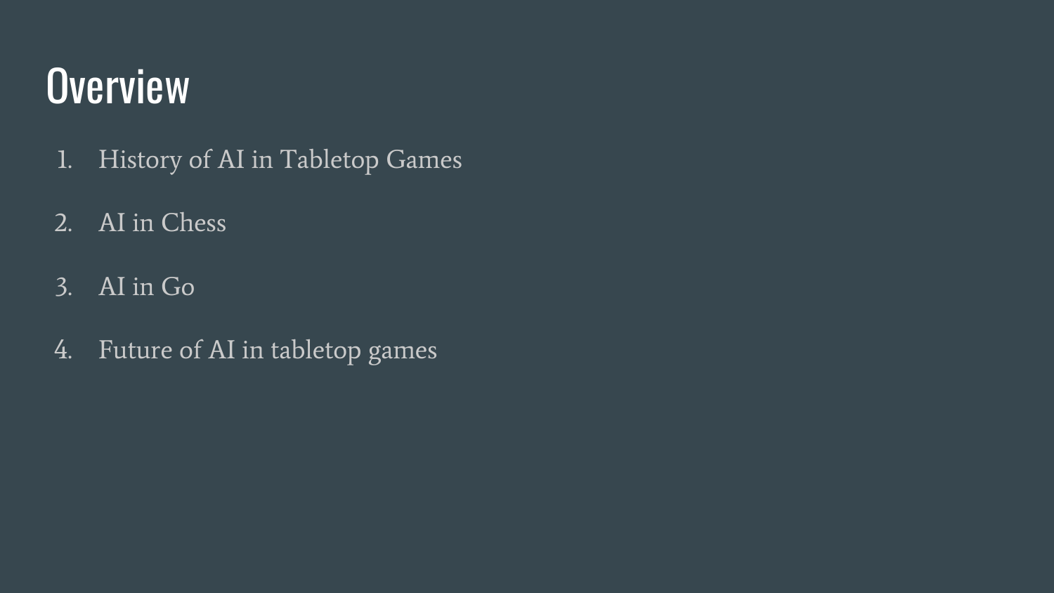# Overview

1. History of AI in Tabletop Games
2. AI in Chess
3. AI in Go
4. Future of AI in tabletop games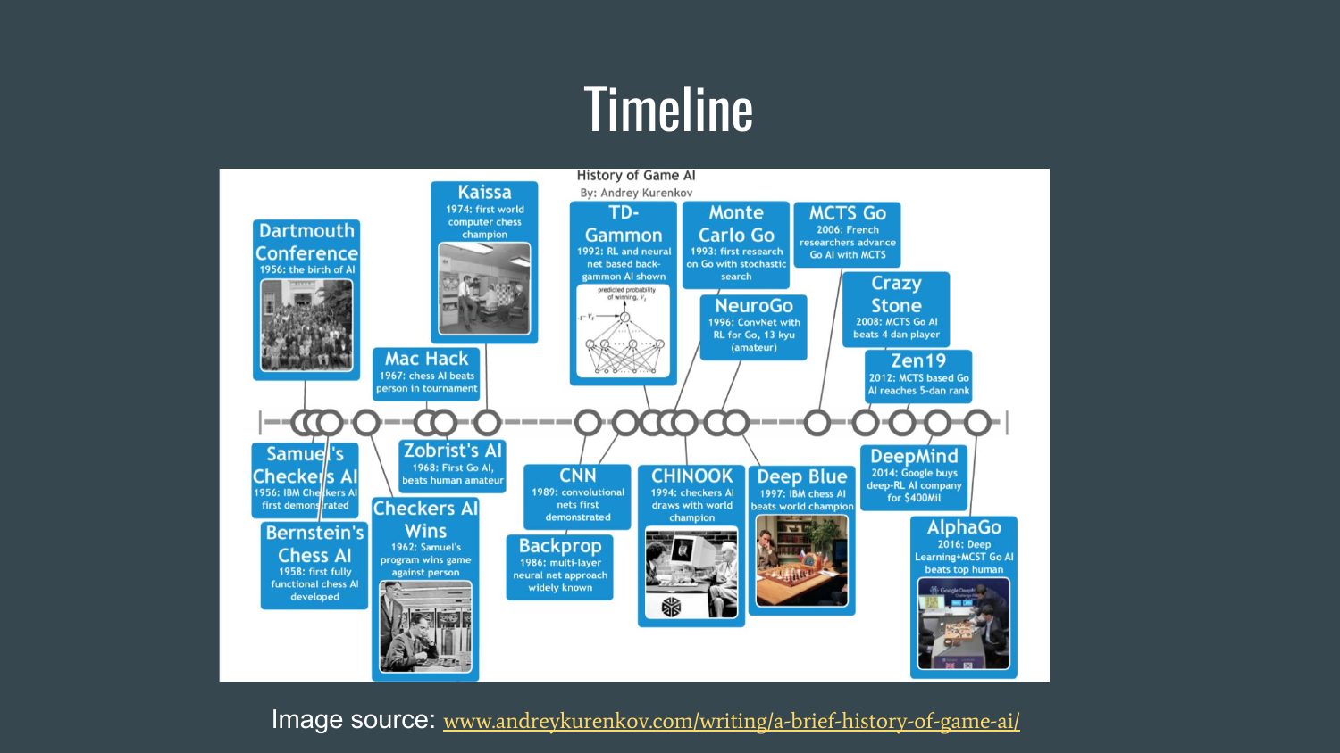# Timeline

History of Game AI

By: Andrey Kurenkov

- **Dartmouth Conference** — 1956: the birth of AI
- **Samuel's Checkers AI** — 1956: IBM Checkers AI first demonstrated
- **Bernstein's Chess AI** — 1958: first fully functional chess AI developed
- **Checkers AI Wins** — 1962: Samuel's program wins game against person
- **Mac Hack** — 1967: chess AI beats person in tournament
- **Zobrist's AI** — 1968: First Go AI, beats human amateur
- **Kaissa** — 1974: first world computer chess champion
- **Backprop** — 1986: multi-layer neural net approach widely known
- **CNN** — 1989: convolutional nets first demonstrated
- **TD-Gammon** — 1992: RL and neural net based backgammon AI shown
- **Monte Carlo Go** — 1993: first research on Go with stochastic search
- **CHINOOK** — 1994: checkers AI draws with world champion
- **NeuroGo** — 1996: ConvNet with RL for Go, 13 kyu (amateur)
- **Deep Blue** — 1997: IBM chess AI beats world champion
- **MCTS Go** — 2006: French researchers advance Go AI with MCTS
- **Crazy Stone** — 2008: MCTS Go AI beats 4 dan player
- **Zen19** — 2012: MCTS based Go AI reaches 5-dan rank
- **DeepMind** — 2014: Google buys deep-RL AI company for $400Mil
- **AlphaGo** — 2016: Deep Learning+MCST Go AI beats top human

Image source: [www.andreykurenkov.com/writing/a-brief-history-of-game-ai/](http://www.andreykurenkov.com/writing/a-brief-history-of-game-ai/)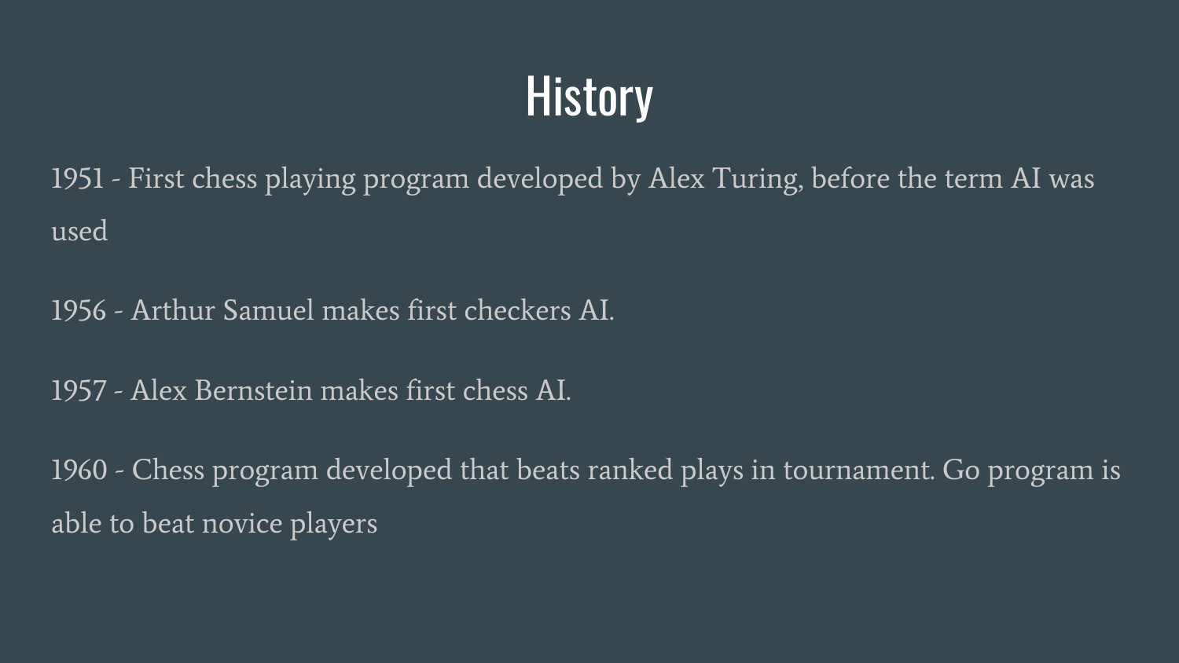# History

1951 - First chess playing program developed by Alex Turing, before the term AI was used

1956 - Arthur Samuel makes first checkers AI.

1957 - Alex Bernstein makes first chess AI.

1960 - Chess program developed that beats ranked plays in tournament. Go program is able to beat novice players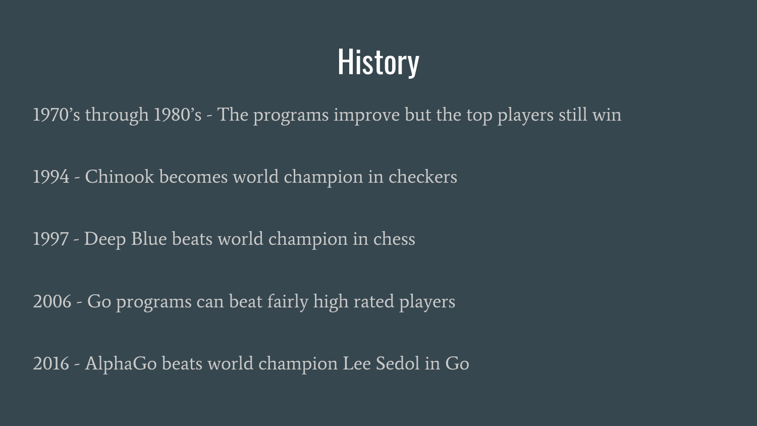# History

1970’s through 1980’s - The programs improve but the top players still win

1994 - Chinook becomes world champion in checkers

1997 - Deep Blue beats world champion in chess

2006 - Go programs can beat fairly high rated players

2016 - AlphaGo beats world champion Lee Sedol in Go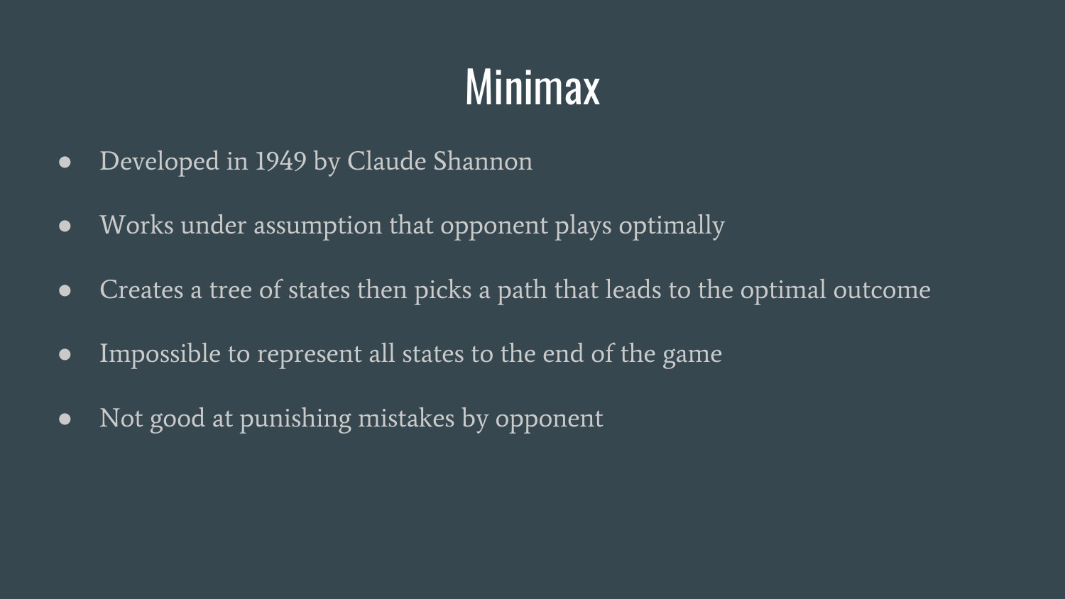# Minimax

- Developed in 1949 by Claude Shannon
- Works under assumption that opponent plays optimally
- Creates a tree of states then picks a path that leads to the optimal outcome
- Impossible to represent all states to the end of the game
- Not good at punishing mistakes by opponent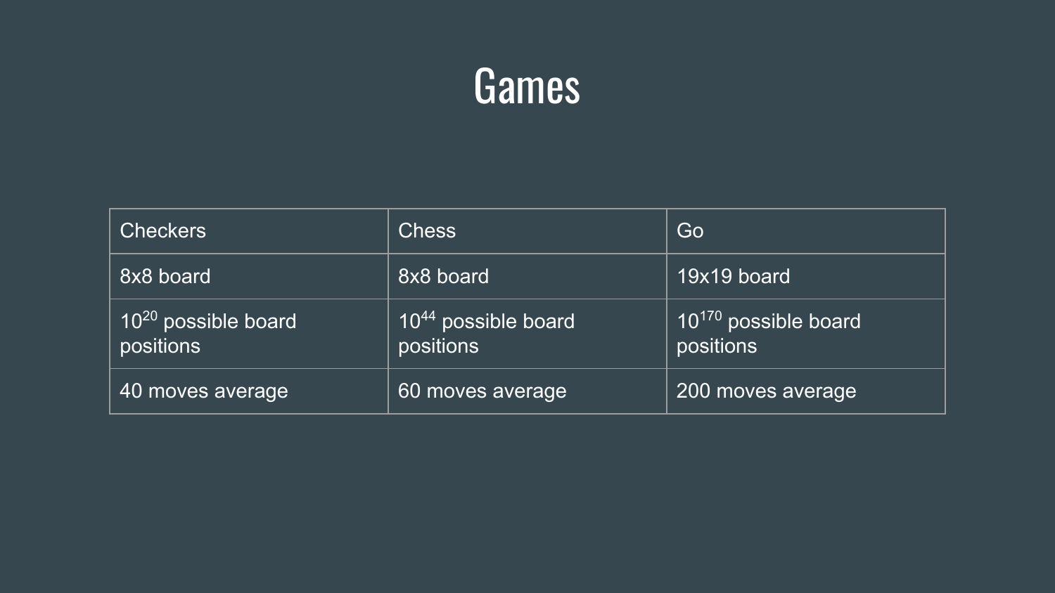# Games

| Checkers | Chess | Go |
| --- | --- | --- |
| 8x8 board | 8x8 board | 19x19 board |
| $10^{20}$ possible board positions | $10^{44}$ possible board positions | $10^{170}$ possible board positions |
| 40 moves average | 60 moves average | 200 moves average |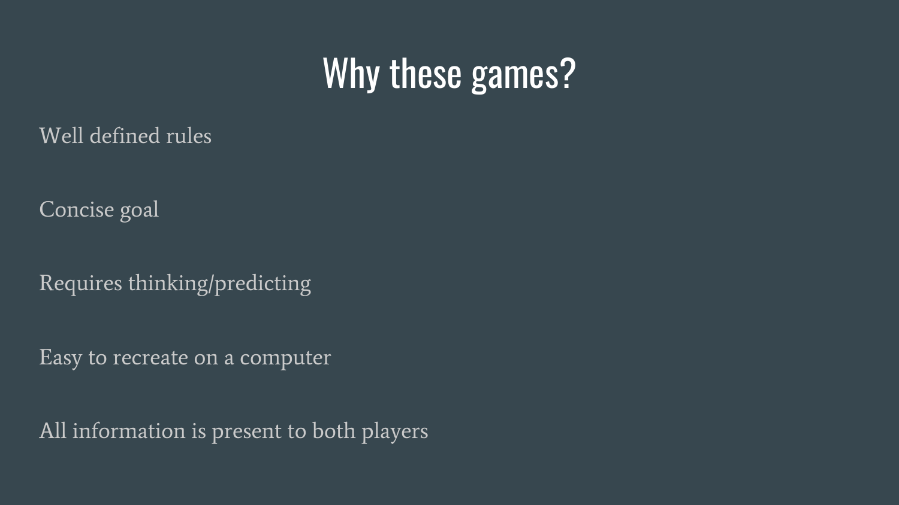# Why these games?

Well defined rules

Concise goal

Requires thinking/predicting

Easy to recreate on a computer

All information is present to both players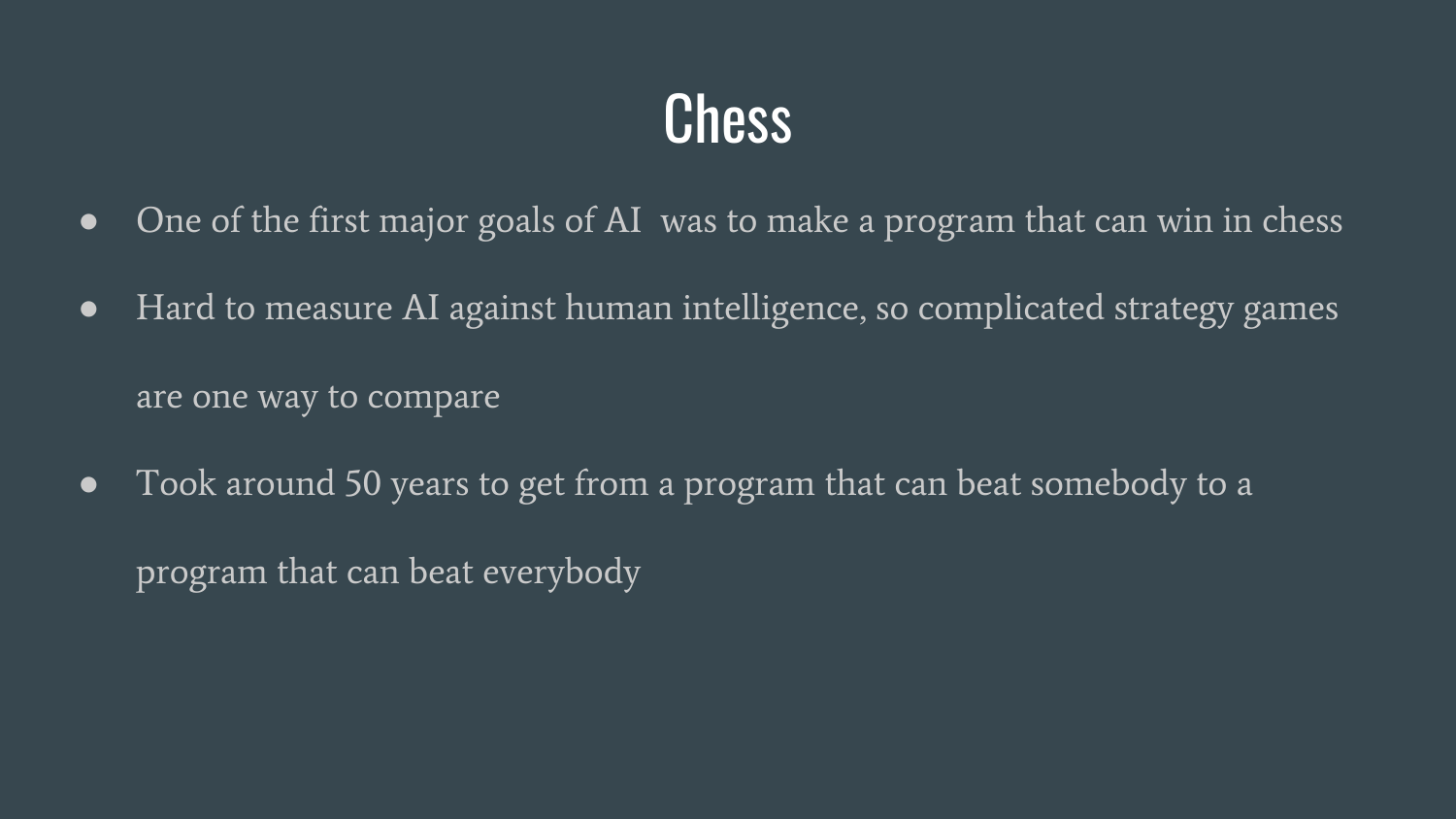# Chess

- One of the first major goals of AI  was to make a program that can win in chess
- Hard to measure AI against human intelligence, so complicated strategy games are one way to compare
- Took around 50 years to get from a program that can beat somebody to a program that can beat everybody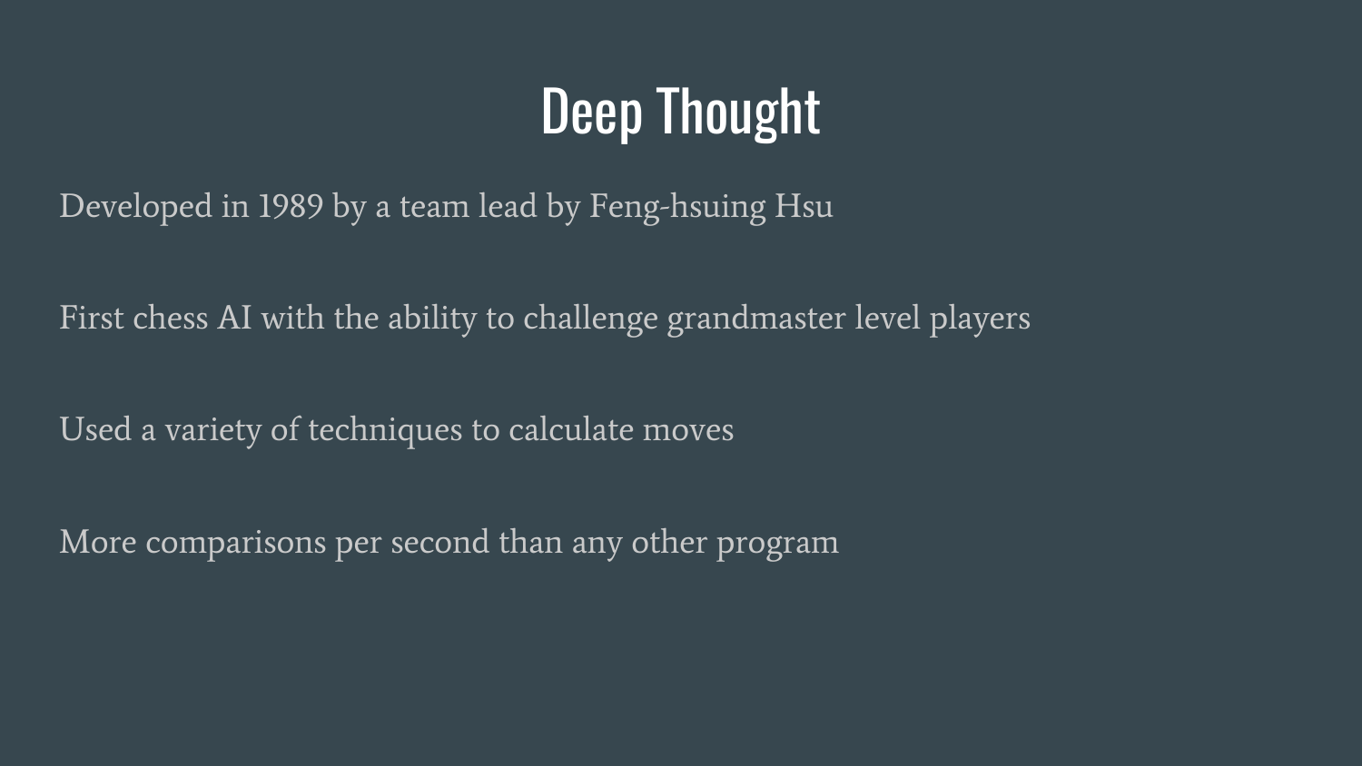# Deep Thought

Developed in 1989 by a team lead by Feng-hsuing Hsu

First chess AI with the ability to challenge grandmaster level players

Used a variety of techniques to calculate moves

More comparisons per second than any other program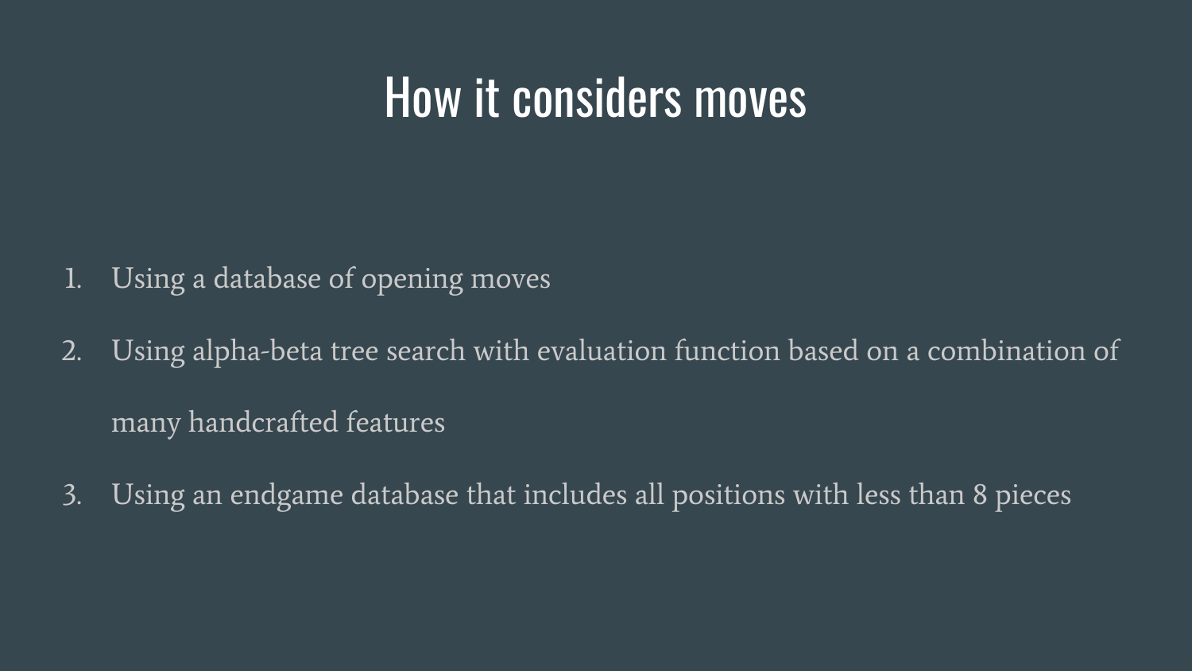# How it considers moves

1. Using a database of opening moves
2. Using alpha-beta tree search with evaluation function based on a combination of many handcrafted features
3. Using an endgame database that includes all positions with less than 8 pieces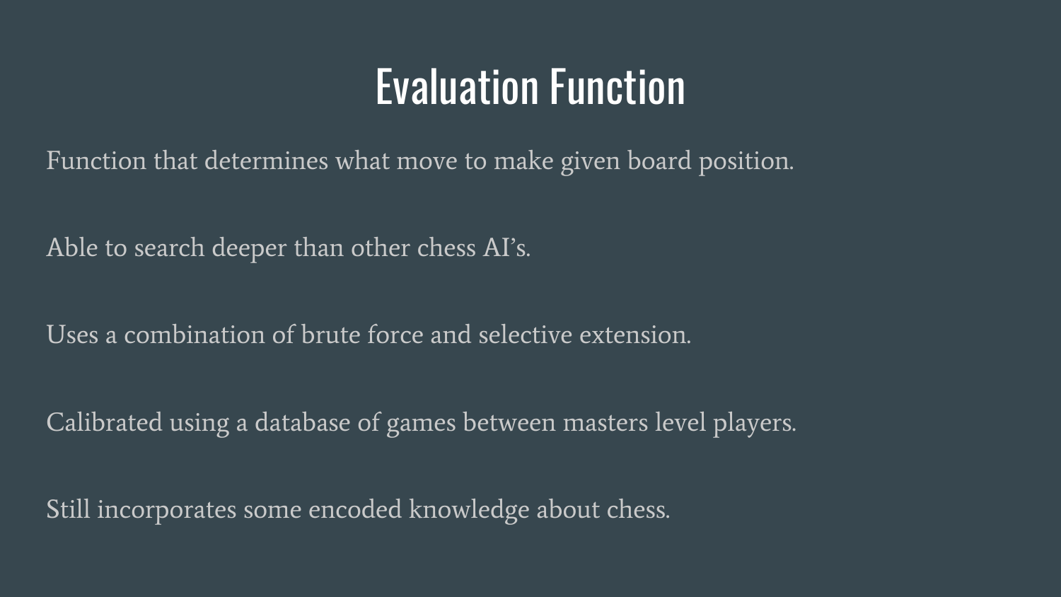# Evaluation Function

Function that determines what move to make given board position.

Able to search deeper than other chess AI's.

Uses a combination of brute force and selective extension.

Calibrated using a database of games between masters level players.

Still incorporates some encoded knowledge about chess.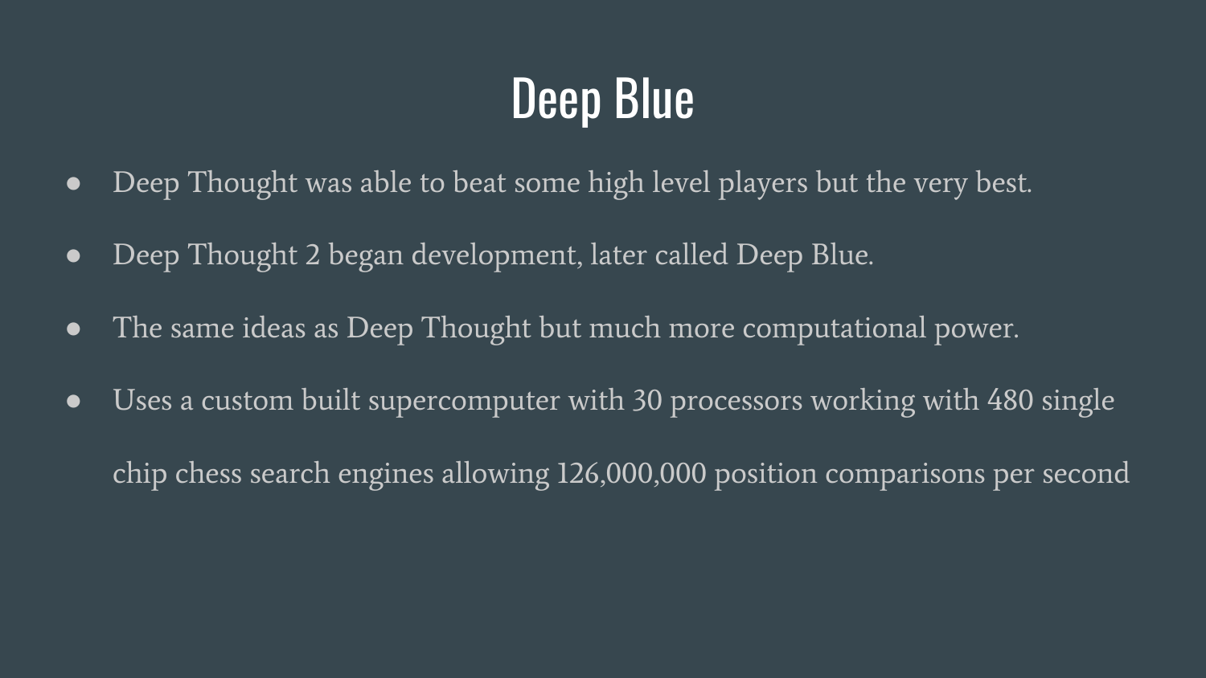# Deep Blue

- Deep Thought was able to beat some high level players but the very best.
- Deep Thought 2 began development, later called Deep Blue.
- The same ideas as Deep Thought but much more computational power.
- Uses a custom built supercomputer with 30 processors working with 480 single chip chess search engines allowing 126,000,000 position comparisons per second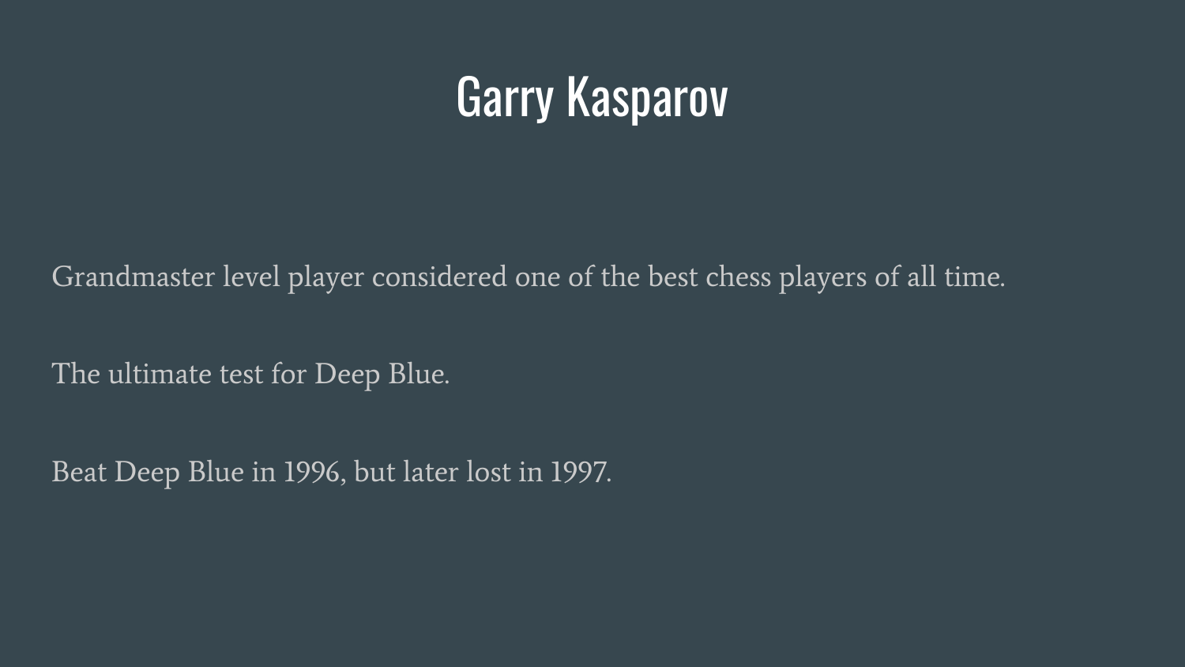# Garry Kasparov

Grandmaster level player considered one of the best chess players of all time.

The ultimate test for Deep Blue.

Beat Deep Blue in 1996, but later lost in 1997.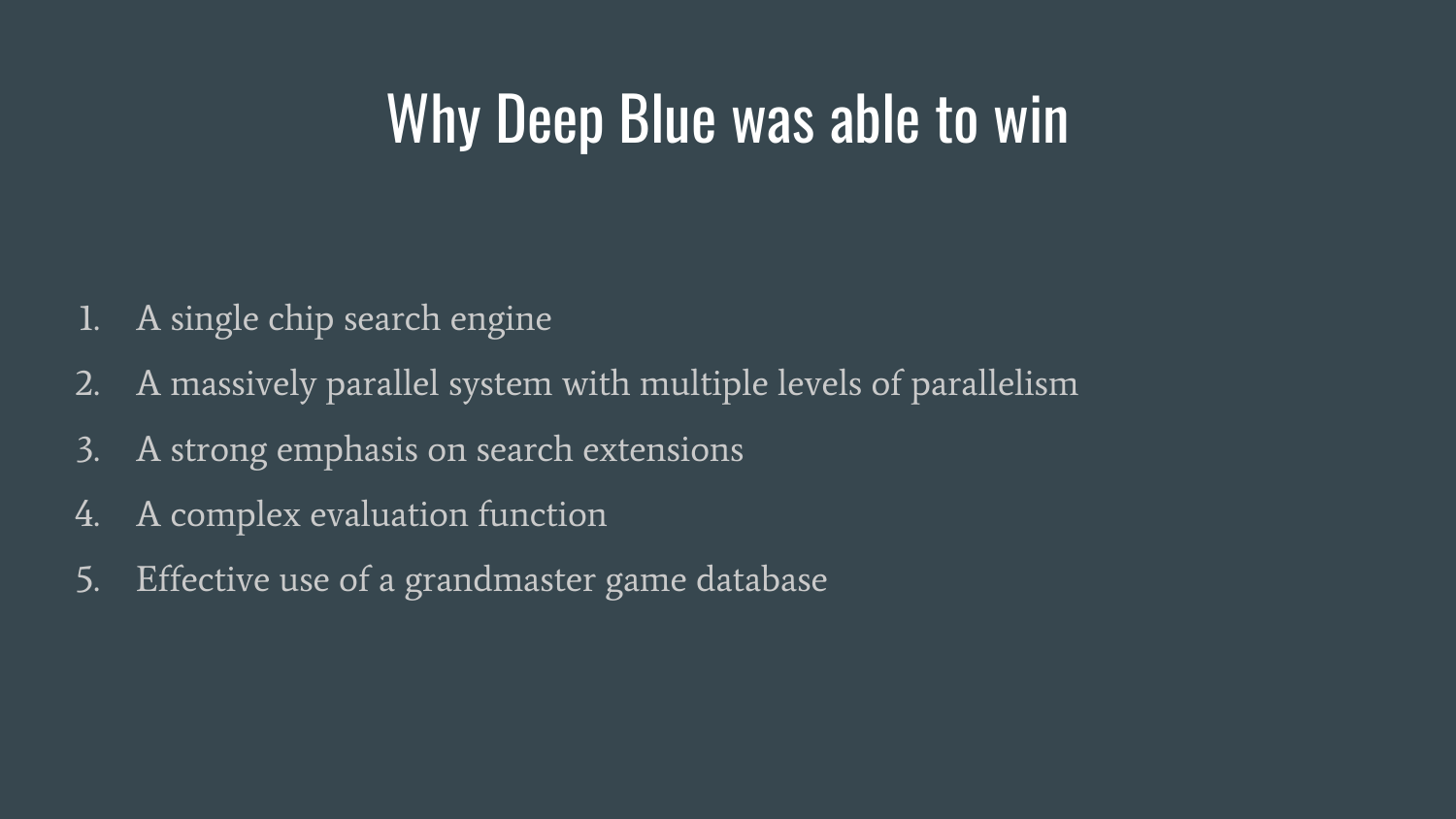# Why Deep Blue was able to win

1. A single chip search engine
2. A massively parallel system with multiple levels of parallelism
3. A strong emphasis on search extensions
4. A complex evaluation function
5. Effective use of a grandmaster game database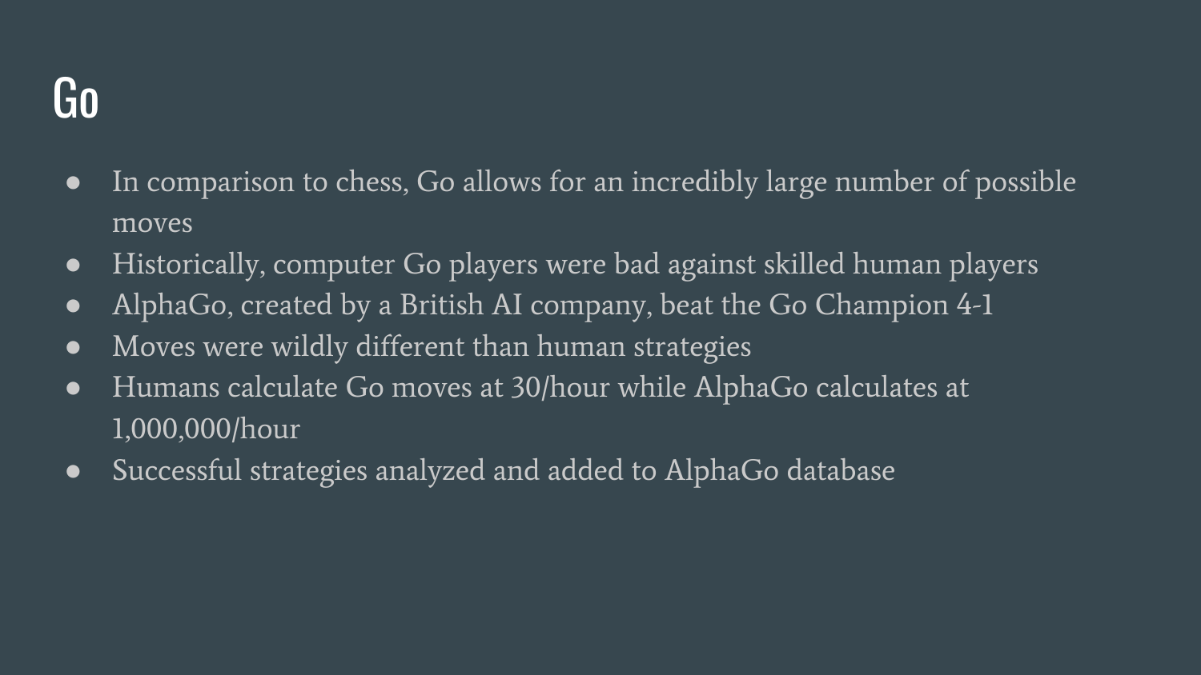# Go

- In comparison to chess, Go allows for an incredibly large number of possible moves
- Historically, computer Go players were bad against skilled human players
- AlphaGo, created by a British AI company, beat the Go Champion 4-1
- Moves were wildly different than human strategies
- Humans calculate Go moves at 30/hour while AlphaGo calculates at 1,000,000/hour
- Successful strategies analyzed and added to AlphaGo database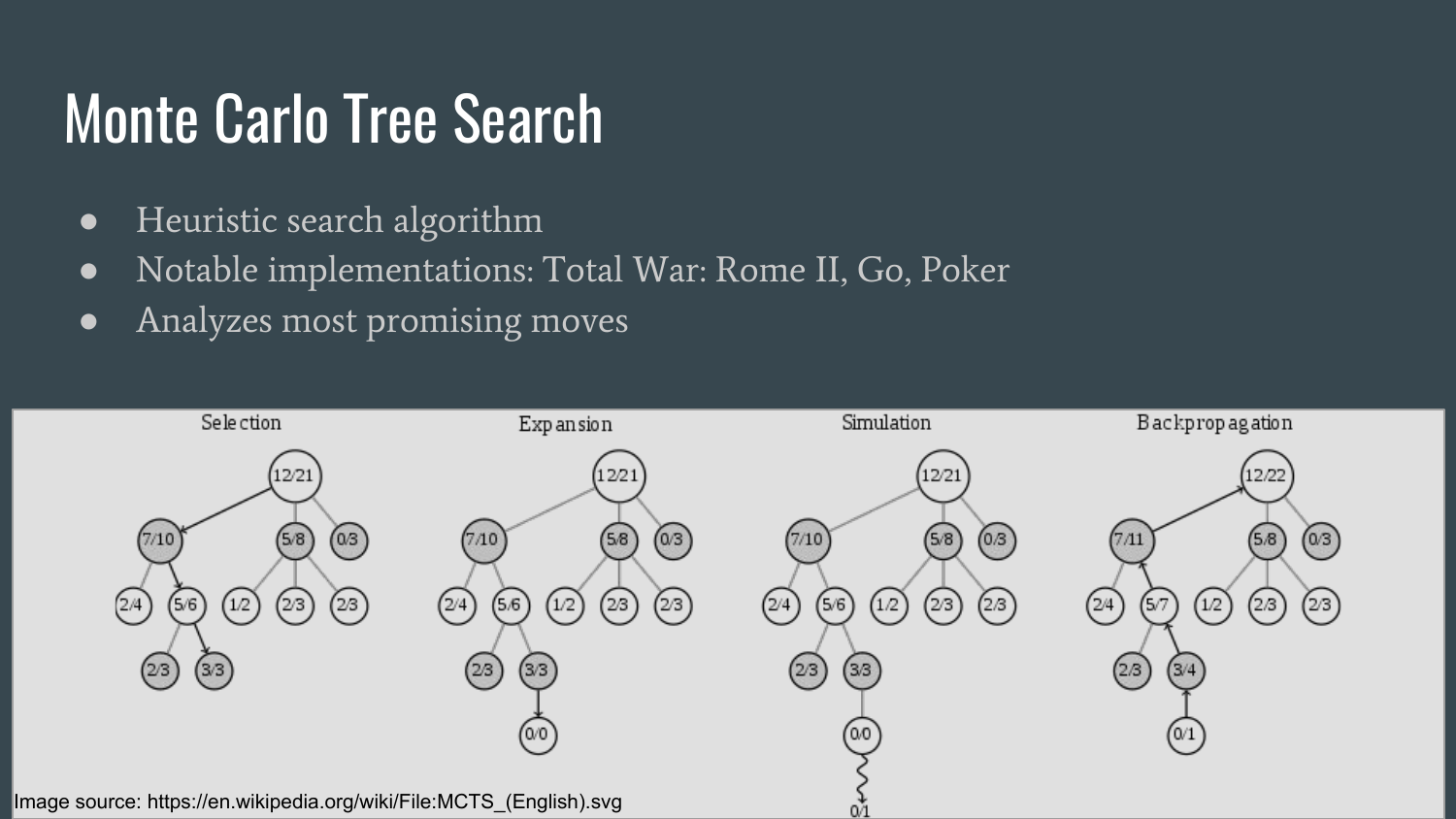# Monte Carlo Tree Search

- Heuristic search algorithm
- Notable implementations: Total War: Rome II, Go, Poker
- Analyzes most promising moves

Image source: https://en.wikipedia.org/wiki/File:MCTS_(English).svg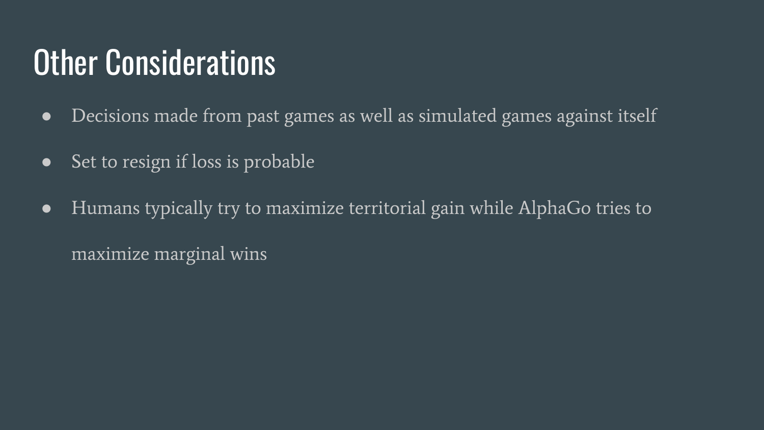# Other Considerations

- Decisions made from past games as well as simulated games against itself
- Set to resign if loss is probable
- Humans typically try to maximize territorial gain while AlphaGo tries to maximize marginal wins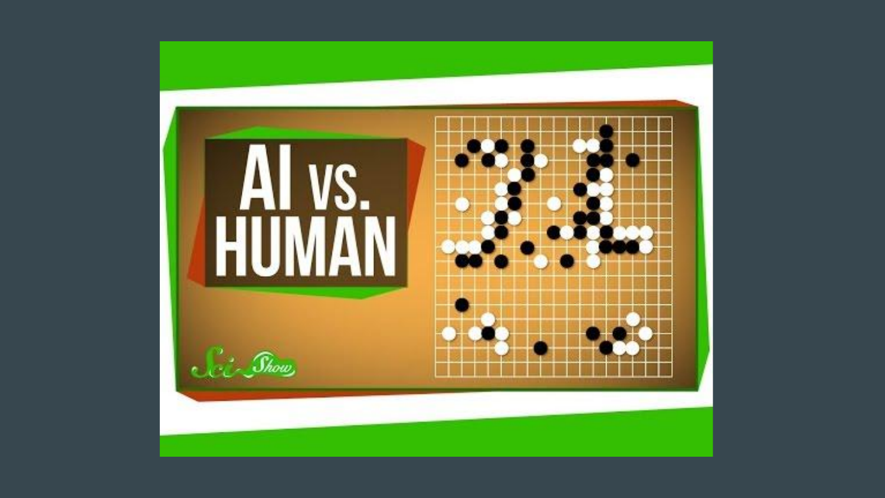# AI vs. HUMAN

SciShow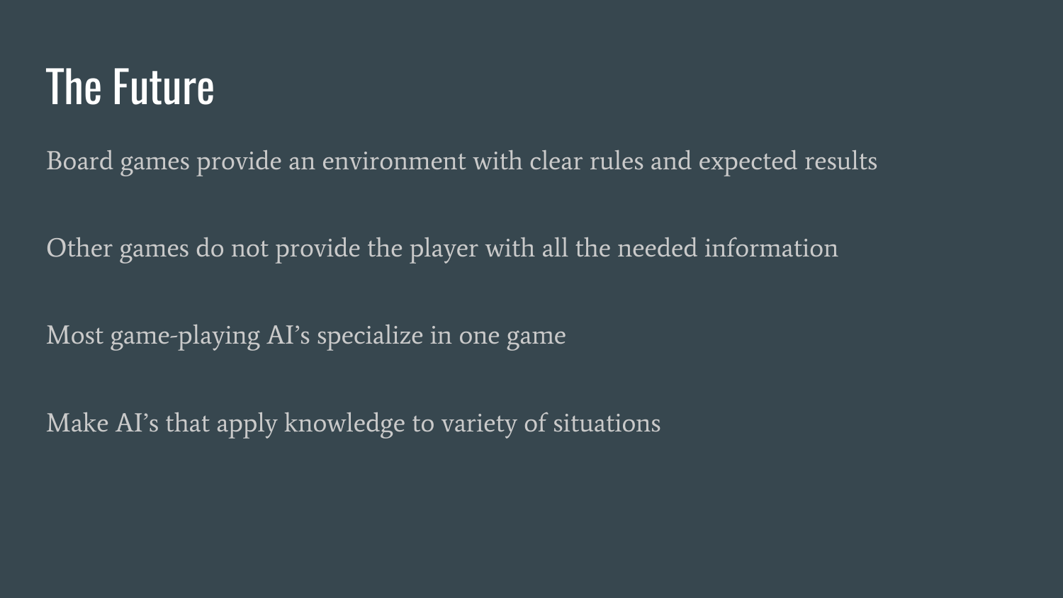# The Future

Board games provide an environment with clear rules and expected results

Other games do not provide the player with all the needed information

Most game-playing AI's specialize in one game

Make AI's that apply knowledge to variety of situations